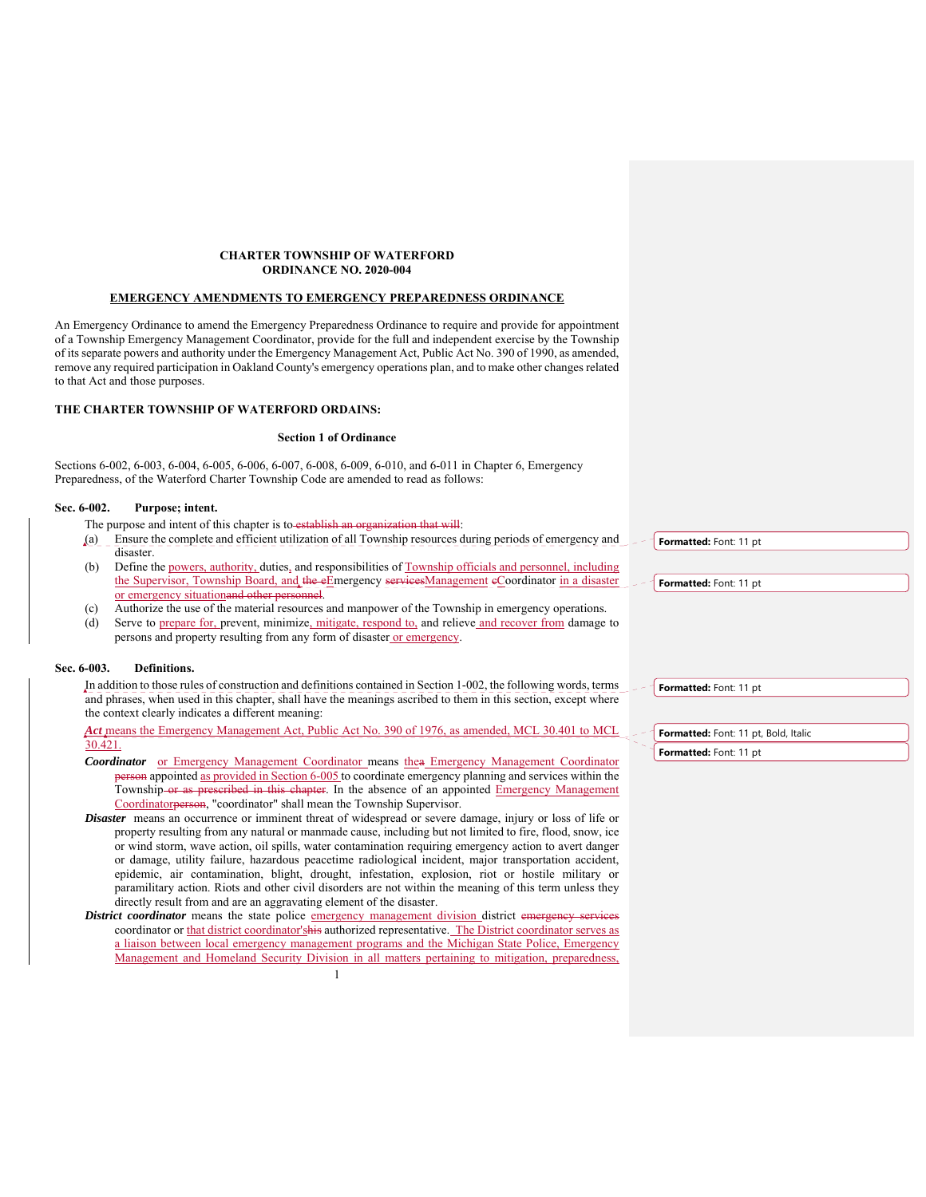**CHARTER TOWNSHIP OF WATERFORD**
**ORDINANCE NO. 2020-004**

**EMERGENCY AMENDMENTS TO EMERGENCY PREPAREDNESS ORDINANCE**

An Emergency Ordinance to amend the Emergency Preparedness Ordinance to require and provide for appointment of a Township Emergency Management Coordinator, provide for the full and independent exercise by the Township of its separate powers and authority under the Emergency Management Act, Public Act No. 390 of 1990, as amended, remove any required participation in Oakland County's emergency operations plan, and to make other changes related to that Act and those purposes.

**THE CHARTER TOWNSHIP OF WATERFORD ORDAINS:**

**Section 1 of Ordinance**

Sections 6-002, 6-003, 6-004, 6-005, 6-006, 6-007, 6-008, 6-009, 6-010, and 6-011 in Chapter 6, Emergency Preparedness, of the Waterford Charter Township Code are amended to read as follows:

**Sec. 6-002. Purpose; intent.**

The purpose and intent of this chapter is to ~~establish an organization that will~~:

(a) Ensure the complete and efficient utilization of all Township resources during periods of emergency and disaster.

(b) Define the powers, authority, duties, and responsibilities of Township officials and personnel, including the Supervisor, Township Board, and ~~the e~~Emergency ~~services~~Management ~~c~~Coordinator in a disaster or emergency situation~~and other personnel~~.

(c) Authorize the use of the material resources and manpower of the Township in emergency operations.

(d) Serve to prepare for, prevent, minimize, mitigate, respond to, and relieve and recover from damage to persons and property resulting from any form of disaster or emergency.

**Sec. 6-003. Definitions.**

In addition to those rules of construction and definitions contained in Section 1-002, the following words, terms and phrases, when used in this chapter, shall have the meanings ascribed to them in this section, except where the context clearly indicates a different meaning:

***Act*** means the Emergency Management Act, Public Act No. 390 of 1976, as amended, MCL 30.401 to MCL 30.421.

***Coordinator*** or Emergency Management Coordinator means the~~a~~ Emergency Management Coordinator ~~person~~ appointed as provided in Section 6-005 to coordinate emergency planning and services within the Township ~~or as prescribed in this chapter~~. In the absence of an appointed Emergency Management Coordinator~~person~~, "coordinator" shall mean the Township Supervisor.

***Disaster*** means an occurrence or imminent threat of widespread or severe damage, injury or loss of life or property resulting from any natural or manmade cause, including but not limited to fire, flood, snow, ice or wind storm, wave action, oil spills, water contamination requiring emergency action to avert danger or damage, utility failure, hazardous peacetime radiological incident, major transportation accident, epidemic, air contamination, blight, drought, infestation, explosion, riot or hostile military or paramilitary action. Riots and other civil disorders are not within the meaning of this term unless they directly result from and are an aggravating element of the disaster.

***District coordinator*** means the state police emergency management division district ~~emergency services~~ coordinator or that district coordinator's~~this~~ authorized representative. The District coordinator serves as a liaison between local emergency management programs and the Michigan State Police, Emergency Management and Homeland Security Division in all matters pertaining to mitigation, preparedness,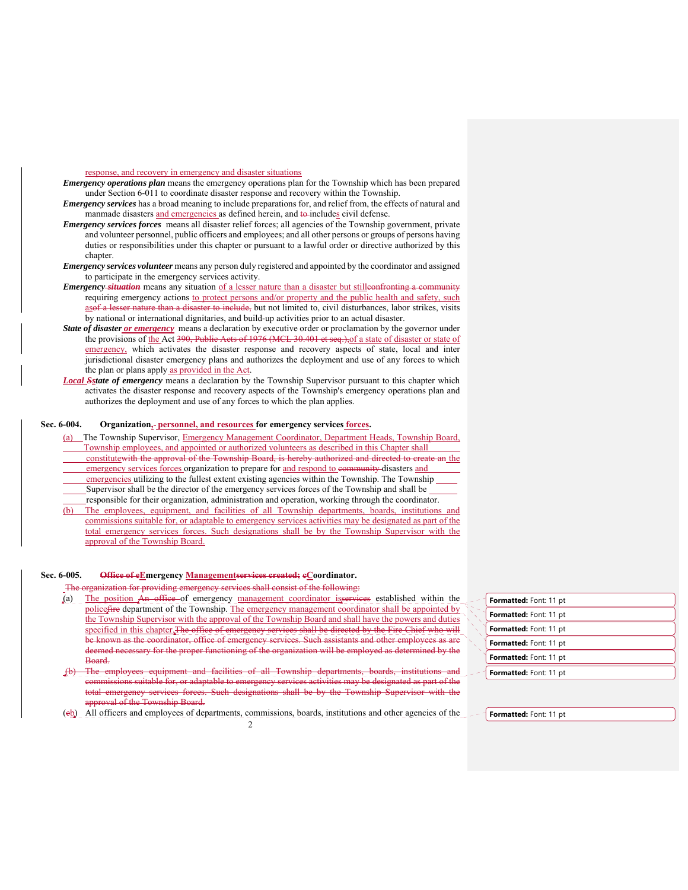response, and recovery in emergency and disaster situations

***Emergency operations plan*** means the emergency operations plan for the Township which has been prepared under Section 6-011 to coordinate disaster response and recovery within the Township.

***Emergency services*** has a broad meaning to include preparations for, and relief from, the effects of natural and manmade disasters and emergencies as defined herein, and to includes civil defense.

***Emergency services forces*** means all disaster relief forces; all agencies of the Township government, private and volunteer personnel, public officers and employees; and all other persons or groups of persons having duties or responsibilities under this chapter or pursuant to a lawful order or directive authorized by this chapter.

***Emergency services volunteer*** means any person duly registered and appointed by the coordinator and assigned to participate in the emergency services activity.

***Emergency situation*** means any situation of a lesser nature than a disaster but stillconfronting a community requiring emergency actions to protect persons and/or property and the public health and safety, such asof a lesser nature than a disaster to include, but not limited to, civil disturbances, labor strikes, visits by national or international dignitaries, and build-up activities prior to an actual disaster.

***State of disaster or emergency*** means a declaration by executive order or proclamation by the governor under the provisions of the Act 390, Public Acts of 1976 (MCL 30.401 et seq.),of a state of disaster or state of emergency, which activates the disaster response and recovery aspects of state, local and inter jurisdictional disaster emergency plans and authorizes the deployment and use of any forces to which the plan or plans apply as provided in the Act.

***Local Sstate of emergency*** means a declaration by the Township Supervisor pursuant to this chapter which activates the disaster response and recovery aspects of the Township's emergency operations plan and authorizes the deployment and use of any forces to which the plan applies.

**Sec. 6-004. Organization, personnel, and resources for emergency services forces.**

(a) The Township Supervisor, Emergency Management Coordinator, Department Heads, Township Board, Township employees, and appointed or authorized volunteers as described in this Chapter shall constitutewith the approval of the Township Board, is hereby authorized and directed to create an the emergency services forces organization to prepare for and respond to community disasters and emergencies utilizing to the fullest extent existing agencies within the Township. The Township Supervisor shall be the director of the emergency services forces of the Township and shall be responsible for their organization, administration and operation, working through the coordinator.

(b) The employees, equipment, and facilities of all Township departments, boards, institutions and commissions suitable for, or adaptable to emergency services activities may be designated as part of the total emergency services forces. Such designations shall be by the Township Supervisor with the approval of the Township Board.

**Sec. 6-005. Office of eEmergency Managementservices created; cCoordinator.**

The organization for providing emergency services shall consist of the following:

(a) The position An office of emergency management coordinator isservices established within the policefire department of the Township. The emergency management coordinator shall be appointed by the Township Supervisor with the approval of the Township Board and shall have the powers and duties specified in this chapter.The office of emergency services shall be directed by the Fire Chief who will be known as the coordinator, office of emergency services. Such assistants and other employees as are deemed necessary for the proper functioning of the organization will be employed as determined by the Board.

(b) The employees, equipment and facilities of all Township departments, boards, institutions and commissions suitable for, or adaptable to emergency services activities may be designated as part of the total emergency services forces. Such designations shall be by the Township Supervisor with the approval of the Township Board.

(cb) All officers and employees of departments, commissions, boards, institutions and other agencies of the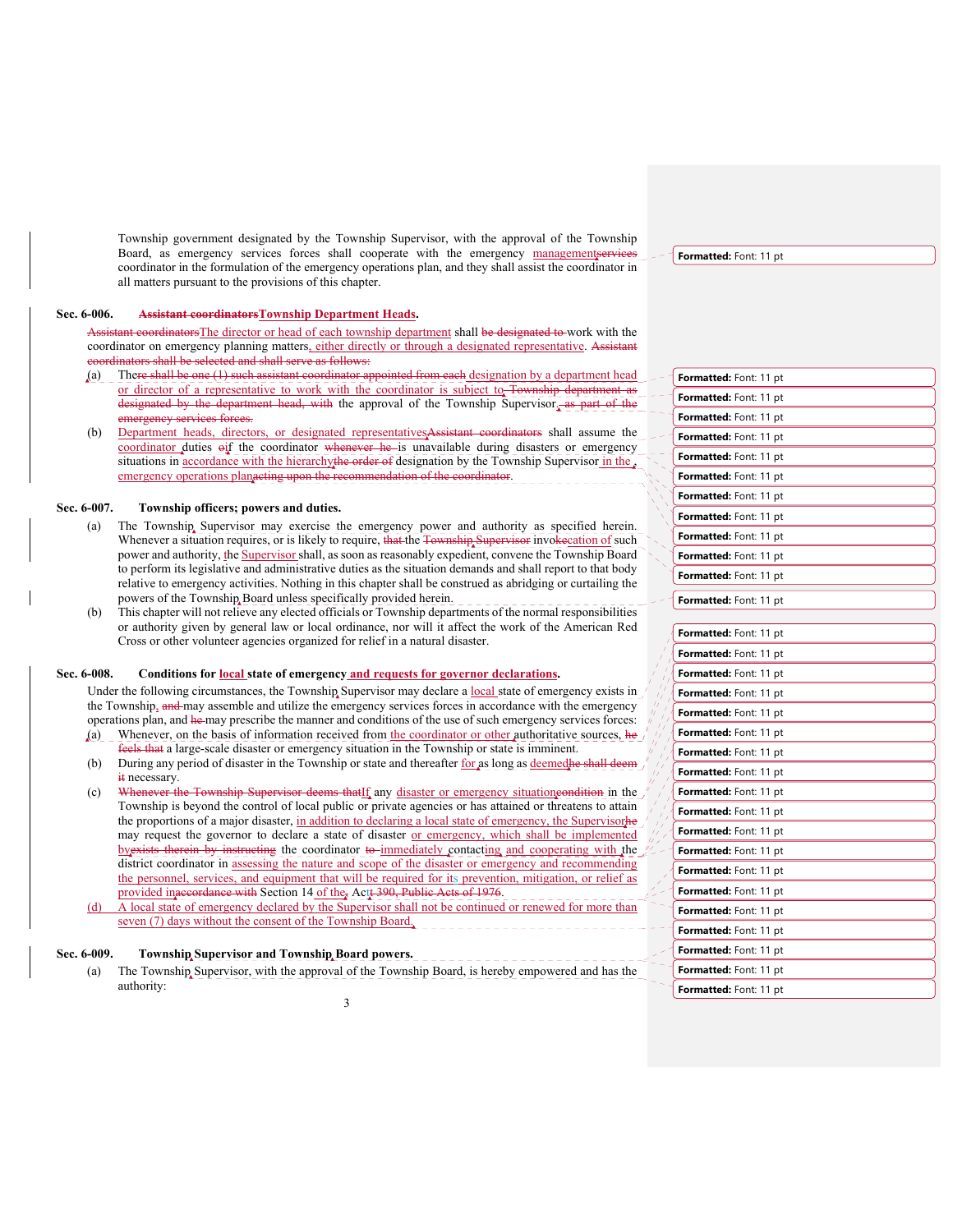Township government designated by the Township Supervisor, with the approval of the Township Board, as emergency services forces shall cooperate with the emergency management~~services~~ coordinator in the formulation of the emergency operations plan, and they shall assist the coordinator in all matters pursuant to the provisions of this chapter.

**Sec. 6-006. ~~Assistant coordinators~~Township Department Heads.**

~~Assistant coordinators~~The director or head of each township department shall ~~be designated to~~ work with the coordinator on emergency planning matters, either directly or through a designated representative. ~~Assistant coordinators shall be selected and shall serve as follows:~~

(a) The~~re shall be one (1) such assistant coordinator appointed from each~~ designation by a department head or director of a representative to work with the coordinator is subject to ~~Township department as designated by the department head, with~~ the approval of the Township Supervisor.~~, as part of the emergency services forces.~~

(b) Department heads, directors, or designated representatives~~Assistant coordinators~~ shall assume the coordinator duties o~~i~~f the coordinator ~~whenever he~~ is unavailable during disasters or emergency situations in accordance with the hierarchy~~the order of~~ designation by the Township Supervisor in the emergency operations plan~~acting upon the recommendation of the coordinator~~.

**Sec. 6-007. Township officers; powers and duties.**

(a) The Township Supervisor may exercise the emergency power and authority as specified herein. Whenever a situation requires, or is likely to require, ~~that~~ the ~~Township Supervisor~~ invo~~ke~~cation of such power and authority, the Supervisor shall, as soon as reasonably expedient, convene the Township Board to perform its legislative and administrative duties as the situation demands and shall report to that body relative to emergency activities. Nothing in this chapter shall be construed as abridging or curtailing the powers of the Township Board unless specifically provided herein.

(b) This chapter will not relieve any elected officials or Township departments of the normal responsibilities or authority given by general law or local ordinance, nor will it affect the work of the American Red Cross or other volunteer agencies organized for relief in a natural disaster.

**Sec. 6-008. Conditions for local state of emergency and requests for governor declarations.**

Under the following circumstances, the Township Supervisor may declare a local state of emergency exists in the Township, ~~and~~ may assemble and utilize the emergency services forces in accordance with the emergency operations plan, and ~~he~~ may prescribe the manner and conditions of the use of such emergency services forces:

(a) Whenever, on the basis of information received from the coordinator or other authoritative sources, ~~he feels that~~ a large-scale disaster or emergency situation in the Township or state is imminent.

(b) During any period of disaster in the Township or state and thereafter for as long as deemed~~he shall deem it~~ necessary.

(c) ~~Whenever the Township Supervisor deems that~~If any disaster or emergency situation~~condition~~ in the Township is beyond the control of local public or private agencies or has attained or threatens to attain the proportions of a major disaster, in addition to declaring a local state of emergency, the Supervisor~~he~~ may request the governor to declare a state of disaster or emergency, which shall be implemented by~~exists therein by instructing~~ the coordinator ~~to~~ immediately contacting and cooperating with the district coordinator in assessing the nature and scope of the disaster or emergency and recommending the personnel, services, and equipment that will be required for its prevention, mitigation, or relief as provided in~~accordance with~~ Section 14 of the~~,~~ Act~~t 390, Public Acts of 1976~~.

(d) A local state of emergency declared by the Supervisor shall not be continued or renewed for more than seven (7) days without the consent of the Township Board.

**Sec. 6-009. Township Supervisor and Township Board powers.**

(a) The Township Supervisor, with the approval of the Township Board, is hereby empowered and has the authority: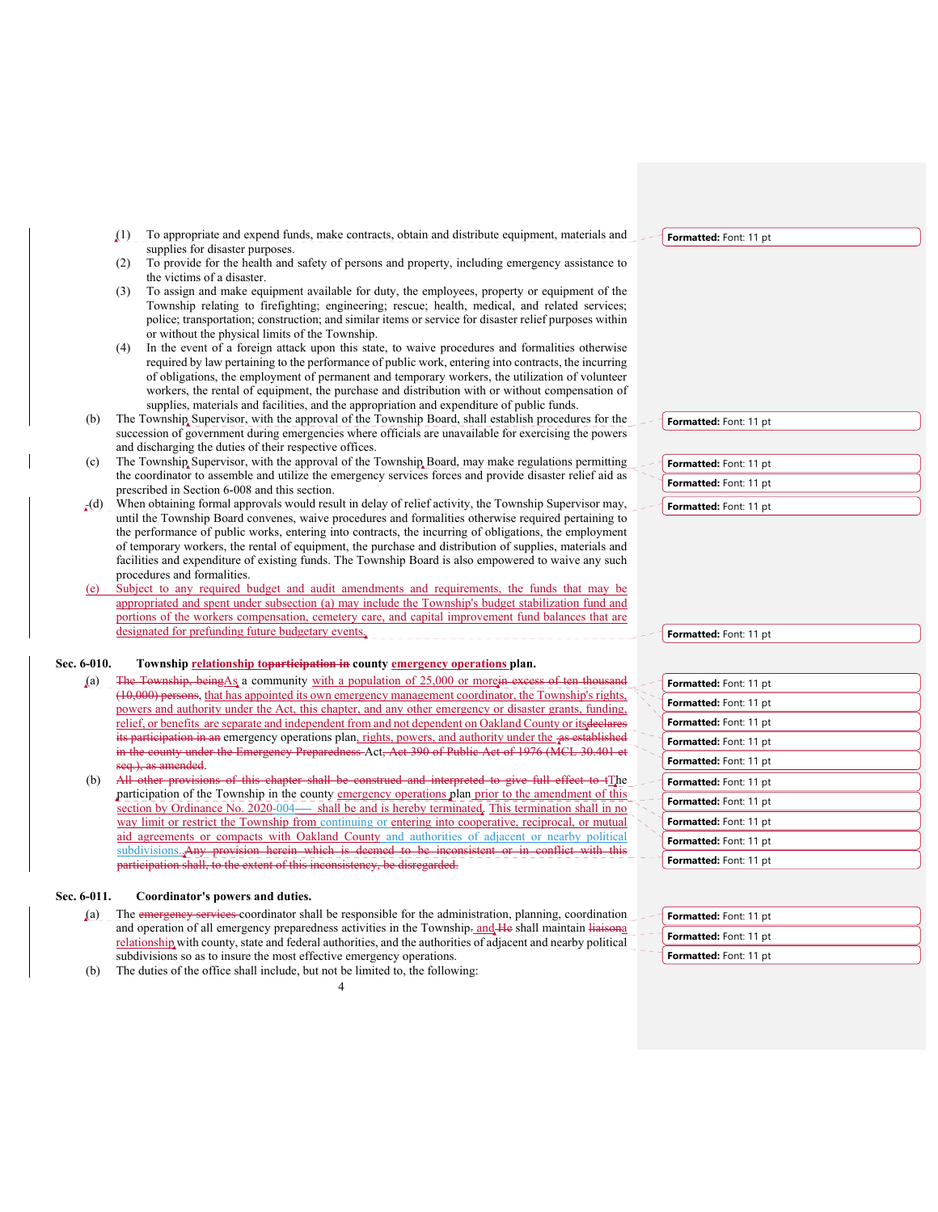(1) To appropriate and expend funds, make contracts, obtain and distribute equipment, materials and supplies for disaster purposes.

(2) To provide for the health and safety of persons and property, including emergency assistance to the victims of a disaster.

(3) To assign and make equipment available for duty, the employees, property or equipment of the Township relating to firefighting; engineering; rescue; health, medical, and related services; police; transportation; construction; and similar items or service for disaster relief purposes within or without the physical limits of the Township.

(4) In the event of a foreign attack upon this state, to waive procedures and formalities otherwise required by law pertaining to the performance of public work, entering into contracts, the incurring of obligations, the employment of permanent and temporary workers, the utilization of volunteer workers, the rental of equipment, the purchase and distribution with or without compensation of supplies, materials and facilities, and the appropriation and expenditure of public funds.

(b) The Township Supervisor, with the approval of the Township Board, shall establish procedures for the succession of government during emergencies where officials are unavailable for exercising the powers and discharging the duties of their respective offices.

(c) The Township Supervisor, with the approval of the Township Board, may make regulations permitting the coordinator to assemble and utilize the emergency services forces and provide disaster relief aid as prescribed in Section 6-008 and this section.

(d) When obtaining formal approvals would result in delay of relief activity, the Township Supervisor may, until the Township Board convenes, waive procedures and formalities otherwise required pertaining to the performance of public works, entering into contracts, the incurring of obligations, the employment of temporary workers, the rental of equipment, the purchase and distribution of supplies, materials and facilities and expenditure of existing funds. The Township Board is also empowered to waive any such procedures and formalities.

(e) Subject to any required budget and audit amendments and requirements, the funds that may be appropriated and spent under subsection (a) may include the Township's budget stabilization fund and portions of the workers compensation, cemetery care, and capital improvement fund balances that are designated for prefunding future budgetary events.

**Sec. 6-010. Township ~~participation in~~ relationship to county emergency operations plan.**

(a) ~~The Township, being~~ As a community with a population of 25,000 or more ~~in excess of ten thousand (10,000) persons~~, that has appointed its own emergency management coordinator, the Township's rights, powers and authority under the Act, this chapter, and any other emergency or disaster grants, funding, relief, or benefits are separate and independent from and not dependent on Oakland County or its ~~declares its participation in an~~ emergency operations plan, rights, powers, and authority under the ~~as established in the county under the Emergency Preparedness~~ Act~~, Act 390 of Public Act of 1976 (MCL 30.401 et seq.), as amended~~.

(b) ~~All other provisions of this chapter shall be construed and interpreted to give full effect to t~~The participation of the Township in the county emergency operations plan prior to the amendment of this section by Ordinance No. 2020-004 — shall be and is hereby terminated. This termination shall in no way limit or restrict the Township from continuing or entering into cooperative, reciprocal, or mutual aid agreements or compacts with Oakland County and authorities of adjacent or nearby political subdivisions. ~~Any provision herein which is deemed to be inconsistent or in conflict with this participation shall, to the extent of this inconsistency, be disregarded.~~

**Sec. 6-011. Coordinator's powers and duties.**

(a) The ~~emergency services~~ coordinator shall be responsible for the administration, planning, coordination and operation of all emergency preparedness activities in the Township~~.~~ and ~~He~~ shall maintain ~~liaison~~ a relationship with county, state and federal authorities, and the authorities of adjacent and nearby political subdivisions so as to insure the most effective emergency operations.

(b) The duties of the office shall include, but not be limited to, the following: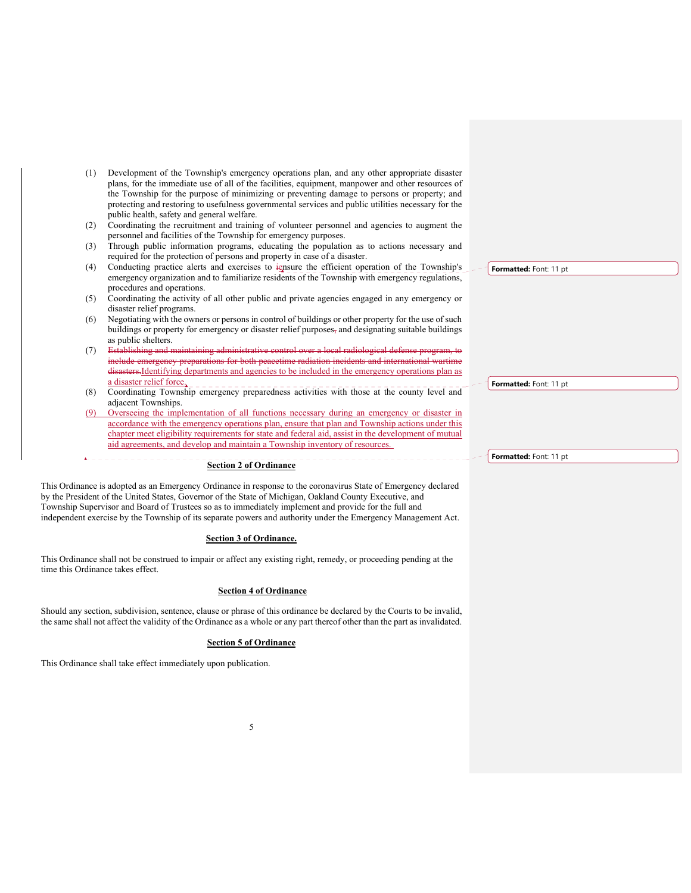(1) Development of the Township's emergency operations plan, and any other appropriate disaster plans, for the immediate use of all of the facilities, equipment, manpower and other resources of the Township for the purpose of minimizing or preventing damage to persons or property; and protecting and restoring to usefulness governmental services and public utilities necessary for the public health, safety and general welfare.

(2) Coordinating the recruitment and training of volunteer personnel and agencies to augment the personnel and facilities of the Township for emergency purposes.

(3) Through public information programs, educating the population as to actions necessary and required for the protection of persons and property in case of a disaster.

(4) Conducting practice alerts and exercises to ~~i~~ensure the efficient operation of the Township's emergency organization and to familiarize residents of the Township with emergency regulations, procedures and operations.

(5) Coordinating the activity of all other public and private agencies engaged in any emergency or disaster relief programs.

(6) Negotiating with the owners or persons in control of buildings or other property for the use of such buildings or property for emergency or disaster relief purposes~~,~~ and designating suitable buildings as public shelters.

(7) ~~Establishing and maintaining administrative control over a local radiological defense program, to include emergency preparations for both peacetime radiation incidents and international wartime disasters.~~Identifying departments and agencies to be included in the emergency operations plan as a disaster relief force.

(8) Coordinating Township emergency preparedness activities with those at the county level and adjacent Townships.

(9) Overseeing the implementation of all functions necessary during an emergency or disaster in accordance with the emergency operations plan, ensure that plan and Township actions under this chapter meet eligibility requirements for state and federal aid, assist in the development of mutual aid agreements, and develop and maintain a Township inventory of resources.

Formatted: Font: 11 pt

Formatted: Font: 11 pt

Formatted: Font: 11 pt

## Section 2 of Ordinance

This Ordinance is adopted as an Emergency Ordinance in response to the coronavirus State of Emergency declared by the President of the United States, Governor of the State of Michigan, Oakland County Executive, and Township Supervisor and Board of Trustees so as to immediately implement and provide for the full and independent exercise by the Township of its separate powers and authority under the Emergency Management Act.

## Section 3 of Ordinance.

This Ordinance shall not be construed to impair or affect any existing right, remedy, or proceeding pending at the time this Ordinance takes effect.

## Section 4 of Ordinance

Should any section, subdivision, sentence, clause or phrase of this ordinance be declared by the Courts to be invalid, the same shall not affect the validity of the Ordinance as a whole or any part thereof other than the part as invalidated.

## Section 5 of Ordinance

This Ordinance shall take effect immediately upon publication.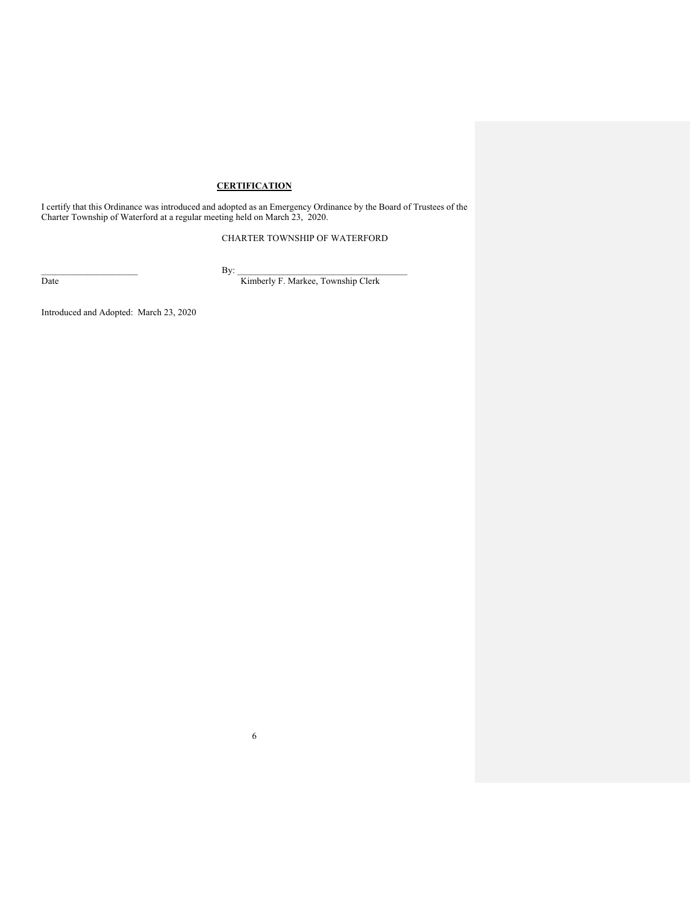**CERTIFICATION**

I certify that this Ordinance was introduced and adopted as an Emergency Ordinance by the Board of Trustees of the Charter Township of Waterford at a regular meeting held on March 23, 2020.

CHARTER TOWNSHIP OF WATERFORD

_____________________ By: _____________________________________

Date Kimberly F. Markee, Township Clerk

Introduced and Adopted: March 23, 2020